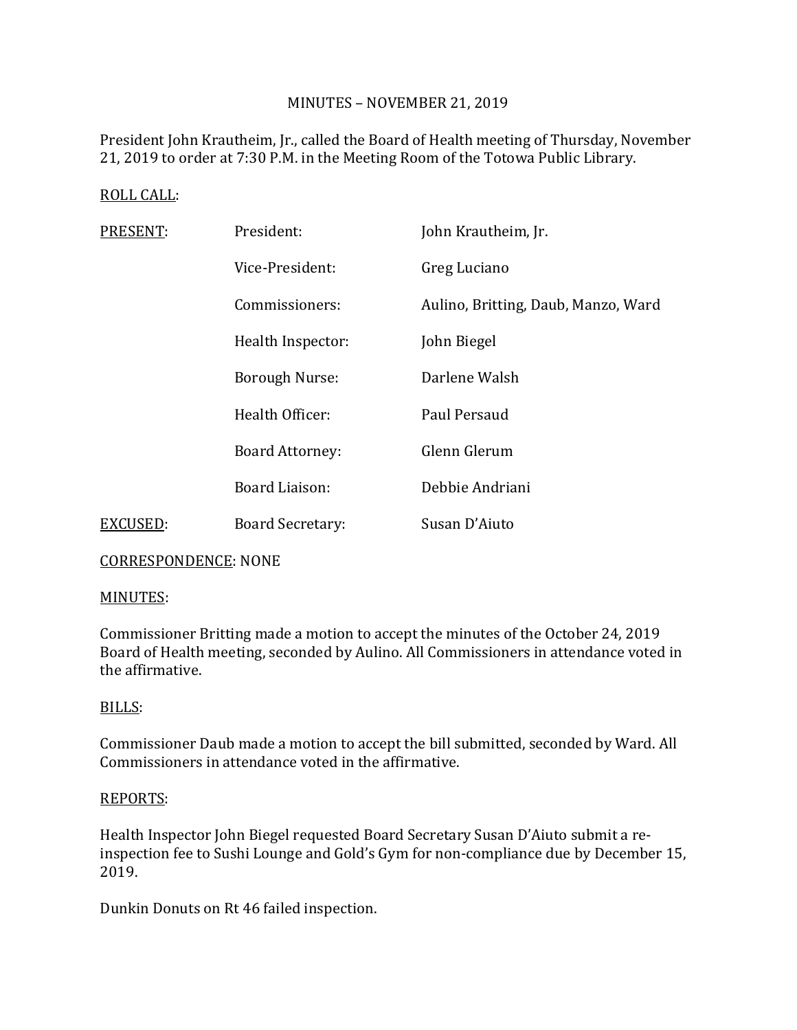MINUTES – NOVEMBER 21, 2019

President John Krautheim, Jr., called the Board of Health meeting of Thursday, November 21, 2019 to order at 7:30 P.M. in the Meeting Room of the Totowa Public Library.

ROLL CALL:

| | | |
|---|---|---|
| PRESENT: | President: | John Krautheim, Jr. |
| | Vice-President: | Greg Luciano |
| | Commissioners: | Aulino, Britting, Daub, Manzo, Ward |
| | Health Inspector: | John Biegel |
| | Borough Nurse: | Darlene Walsh |
| | Health Officer: | Paul Persaud |
| | Board Attorney: | Glenn Glerum |
| | Board Liaison: | Debbie Andriani |
| EXCUSED: | Board Secretary: | Susan D'Aiuto |

CORRESPONDENCE: NONE

MINUTES:

Commissioner Britting made a motion to accept the minutes of the October 24, 2019 Board of Health meeting, seconded by Aulino. All Commissioners in attendance voted in the affirmative.

BILLS:

Commissioner Daub made a motion to accept the bill submitted, seconded by Ward. All Commissioners in attendance voted in the affirmative.

REPORTS:

Health Inspector John Biegel requested Board Secretary Susan D'Aiuto submit a re-inspection fee to Sushi Lounge and Gold's Gym for non-compliance due by December 15, 2019.

Dunkin Donuts on Rt 46 failed inspection.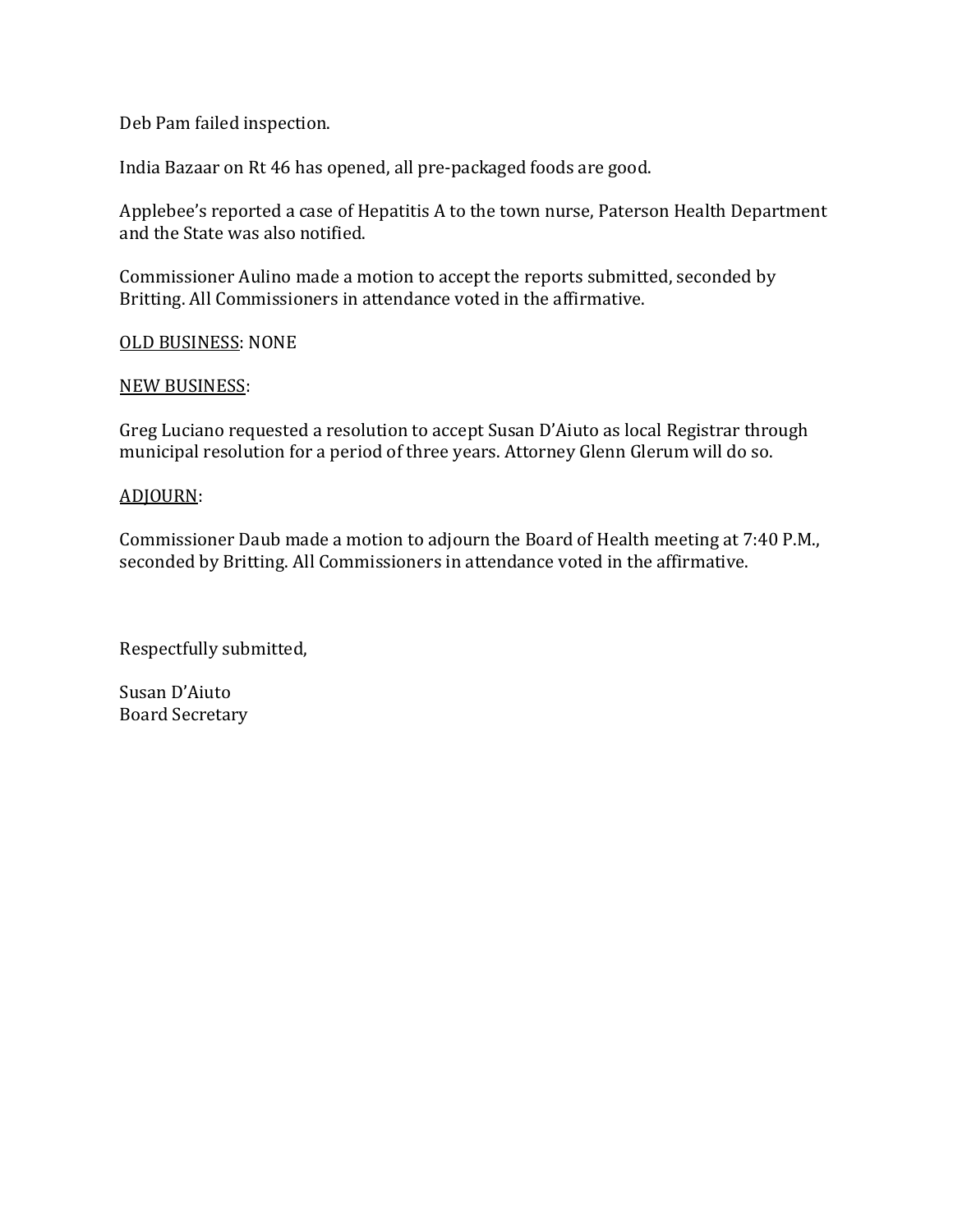Deb Pam failed inspection.

India Bazaar on Rt 46 has opened, all pre-packaged foods are good.

Applebee's reported a case of Hepatitis A to the town nurse, Paterson Health Department and the State was also notified.

Commissioner Aulino made a motion to accept the reports submitted, seconded by Britting. All Commissioners in attendance voted in the affirmative.

<u>OLD BUSINESS</u>: NONE

<u>NEW BUSINESS</u>:

Greg Luciano requested a resolution to accept Susan D'Aiuto as local Registrar through municipal resolution for a period of three years. Attorney Glenn Glerum will do so.

<u>ADJOURN</u>:

Commissioner Daub made a motion to adjourn the Board of Health meeting at 7:40 P.M., seconded by Britting. All Commissioners in attendance voted in the affirmative.

Respectfully submitted,

Susan D'Aiuto
Board Secretary